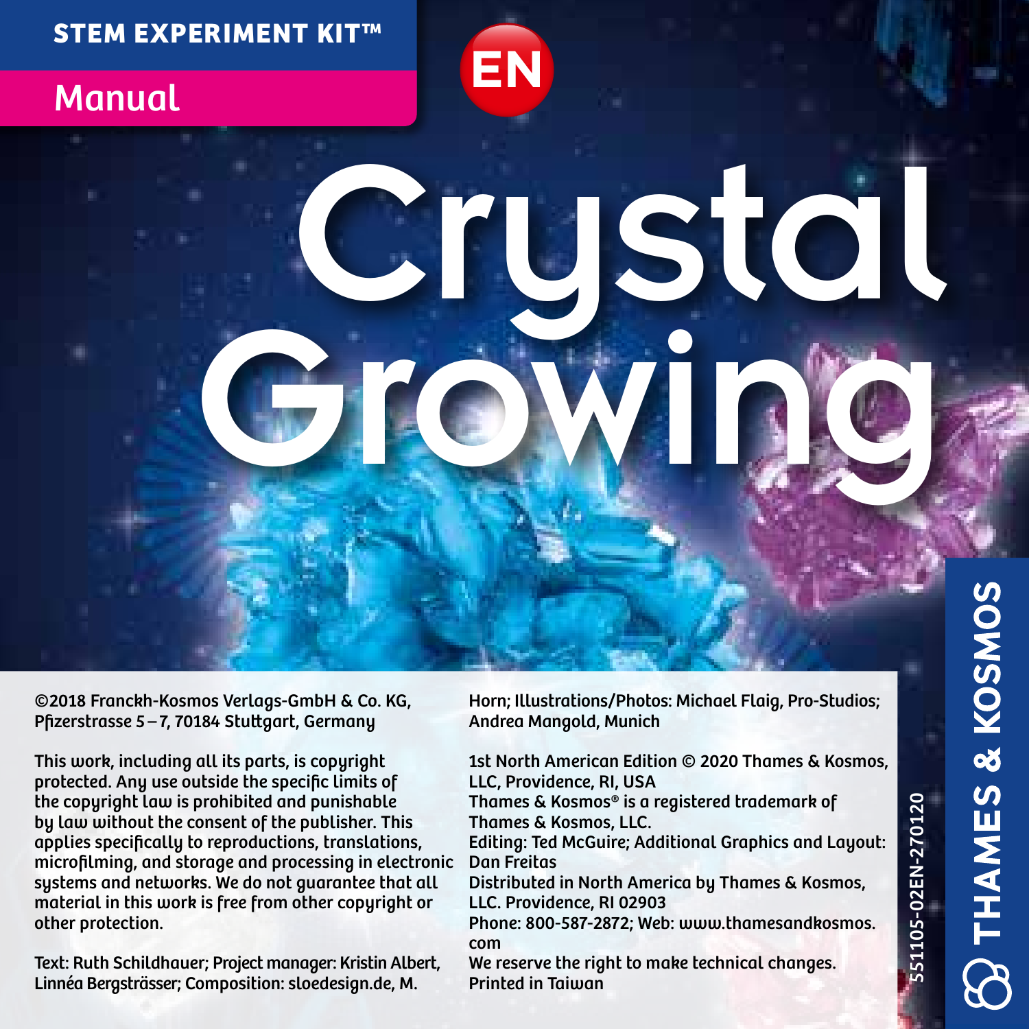STEM EXPERIMENT KIT™

Manual

EN

# Crystal Growing

©2018 Franckh-Kosmos Verlags-GmbH & Co. KG, Pfizerstrasse 5 – 7, 70184 Stuttgart, Germany

This work, including all its parts, is copyright protected. Any use outside the specific limits of the copyright law is prohibited and punishable by law without the consent of the publisher. This applies specifically to reproductions, translations, microfilming, and storage and processing in electronic systems and networks. We do not guarantee that all material in this work is free from other copyright or other protection.

Text: Ruth Schildhauer; Project manager: Kristin Albert, Linnéa Bergsträsser; Composition: sloedesign.de, M. Horn; Illustrations/Photos: Michael Flaig, Pro-Studios; Andrea Mangold, Munich

1st North American Edition © 2020 Thames & Kosmos, LLC, Providence, RI, USA
Thames & Kosmos® is a registered trademark of Thames & Kosmos, LLC.
Editing: Ted McGuire; Additional Graphics and Layout: Dan Freitas
Distributed in North America by Thames & Kosmos, LLC. Providence, RI 02903
Phone: 800-587-2872; Web: www.thamesandkosmos.com
We reserve the right to make technical changes.
Printed in Taiwan

551105-02EN-270120

THAMES & KOSMOS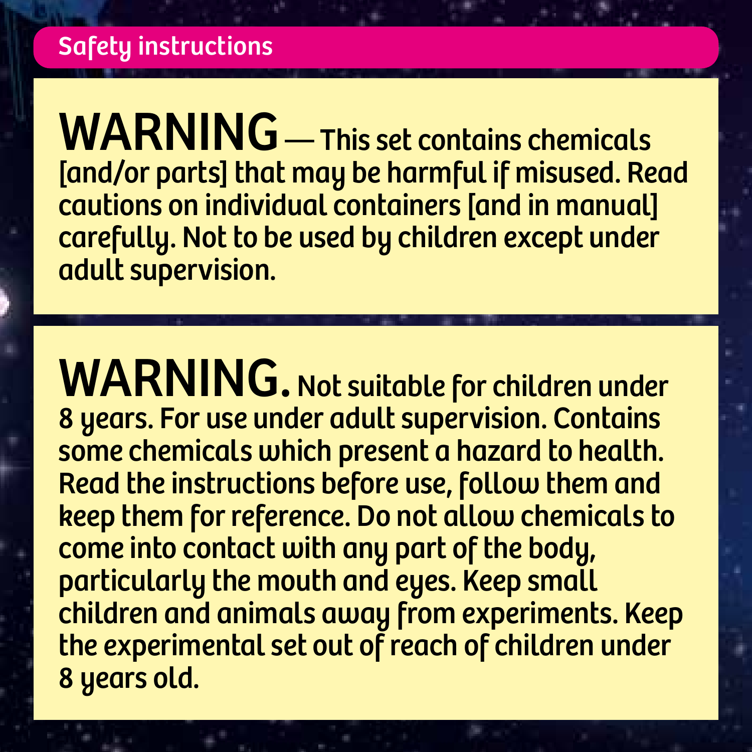## Safety instructions

**WARNING** — This set contains chemicals [and/or parts] that may be harmful if misused. Read cautions on individual containers [and in manual] carefully. Not to be used by children except under adult supervision.

**WARNING.** Not suitable for children under 8 years. For use under adult supervision. Contains some chemicals which present a hazard to health. Read the instructions before use, follow them and keep them for reference. Do not allow chemicals to come into contact with any part of the body, particularly the mouth and eyes. Keep small children and animals away from experiments. Keep the experimental set out of reach of children under 8 years old.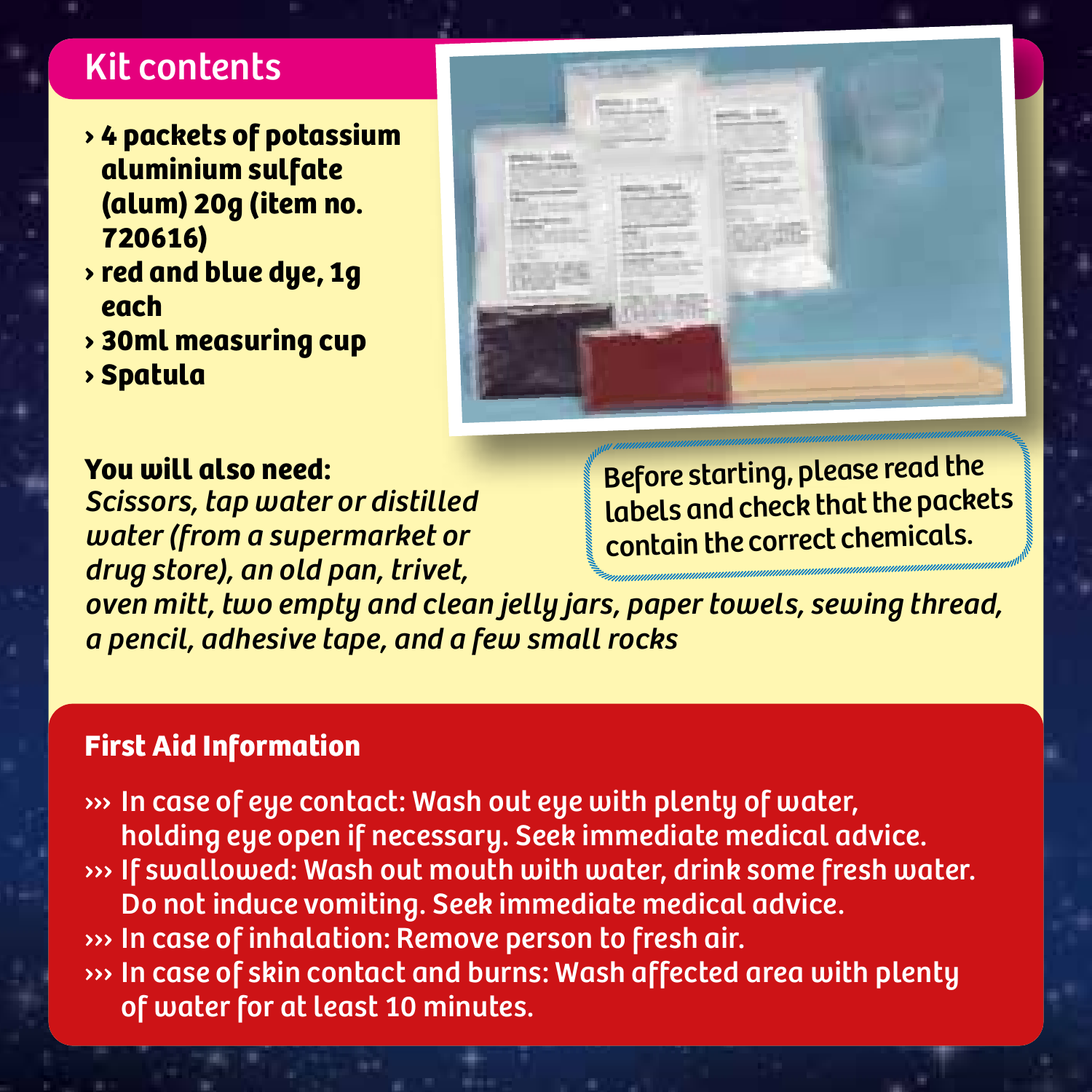## Kit contents

- **4 packets of potassium aluminium sulfate (alum) 20g (item no. 720616)**
- **red and blue dye, 1g each**
- **30ml measuring cup**
- **Spatula**

**You will also need:**
*Scissors, tap water or distilled water (from a supermarket or drug store), an old pan, trivet, oven mitt, two empty and clean jelly jars, paper towels, sewing thread, a pencil, adhesive tape, and a few small rocks*

Before starting, please read the labels and check that the packets contain the correct chemicals.

### First Aid Information

- In case of eye contact: Wash out eye with plenty of water, holding eye open if necessary. Seek immediate medical advice.
- If swallowed: Wash out mouth with water, drink some fresh water. Do not induce vomiting. Seek immediate medical advice.
- In case of inhalation: Remove person to fresh air.
- In case of skin contact and burns: Wash affected area with plenty of water for at least 10 minutes.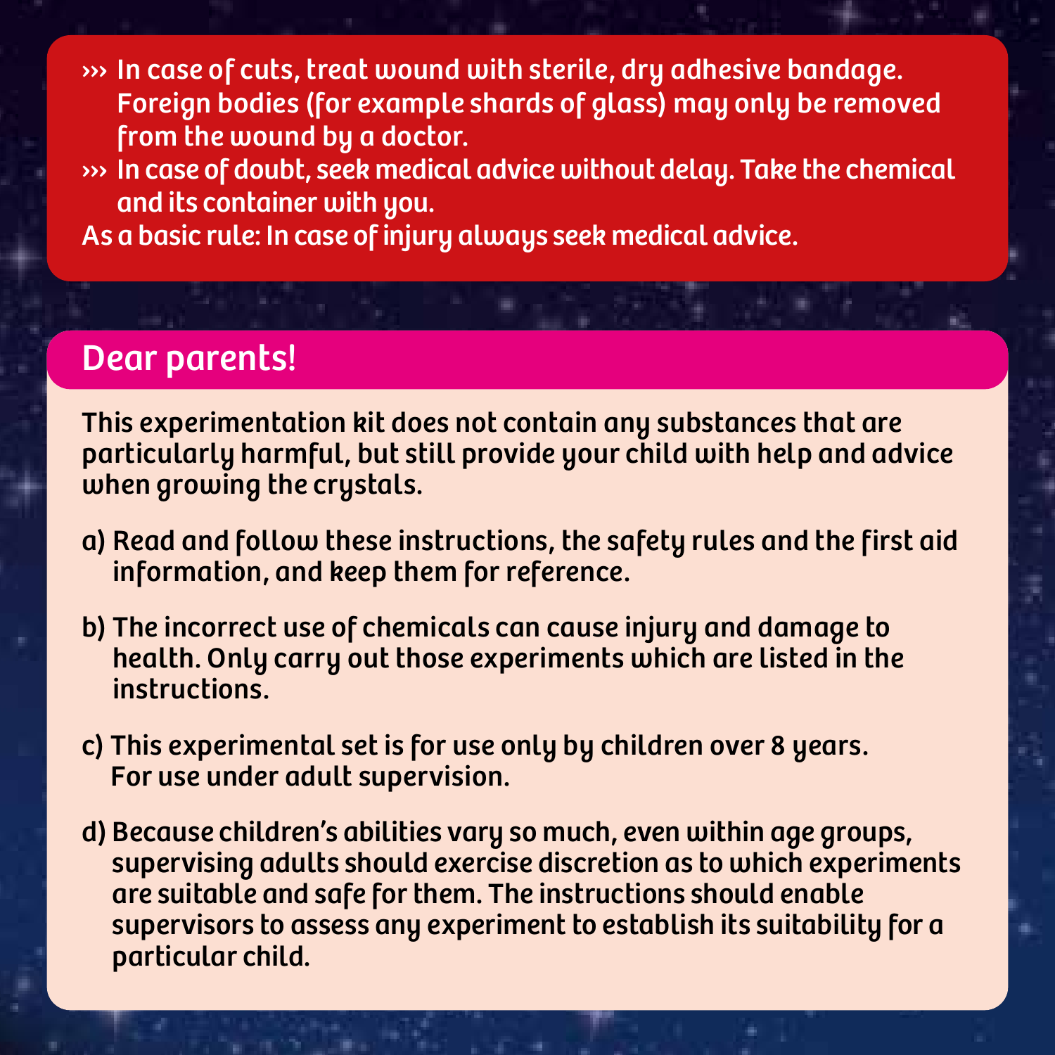- In case of cuts, treat wound with sterile, dry adhesive bandage. Foreign bodies (for example shards of glass) may only be removed from the wound by a doctor.
- In case of doubt, seek medical advice without delay. Take the chemical and its container with you.

As a basic rule: In case of injury always seek medical advice.

## Dear parents!

This experimentation kit does not contain any substances that are particularly harmful, but still provide your child with help and advice when growing the crystals.

a) Read and follow these instructions, the safety rules and the first aid information, and keep them for reference.

b) The incorrect use of chemicals can cause injury and damage to health. Only carry out those experiments which are listed in the instructions.

c) This experimental set is for use only by children over 8 years. For use under adult supervision.

d) Because children's abilities vary so much, even within age groups, supervising adults should exercise discretion as to which experiments are suitable and safe for them. The instructions should enable supervisors to assess any experiment to establish its suitability for a particular child.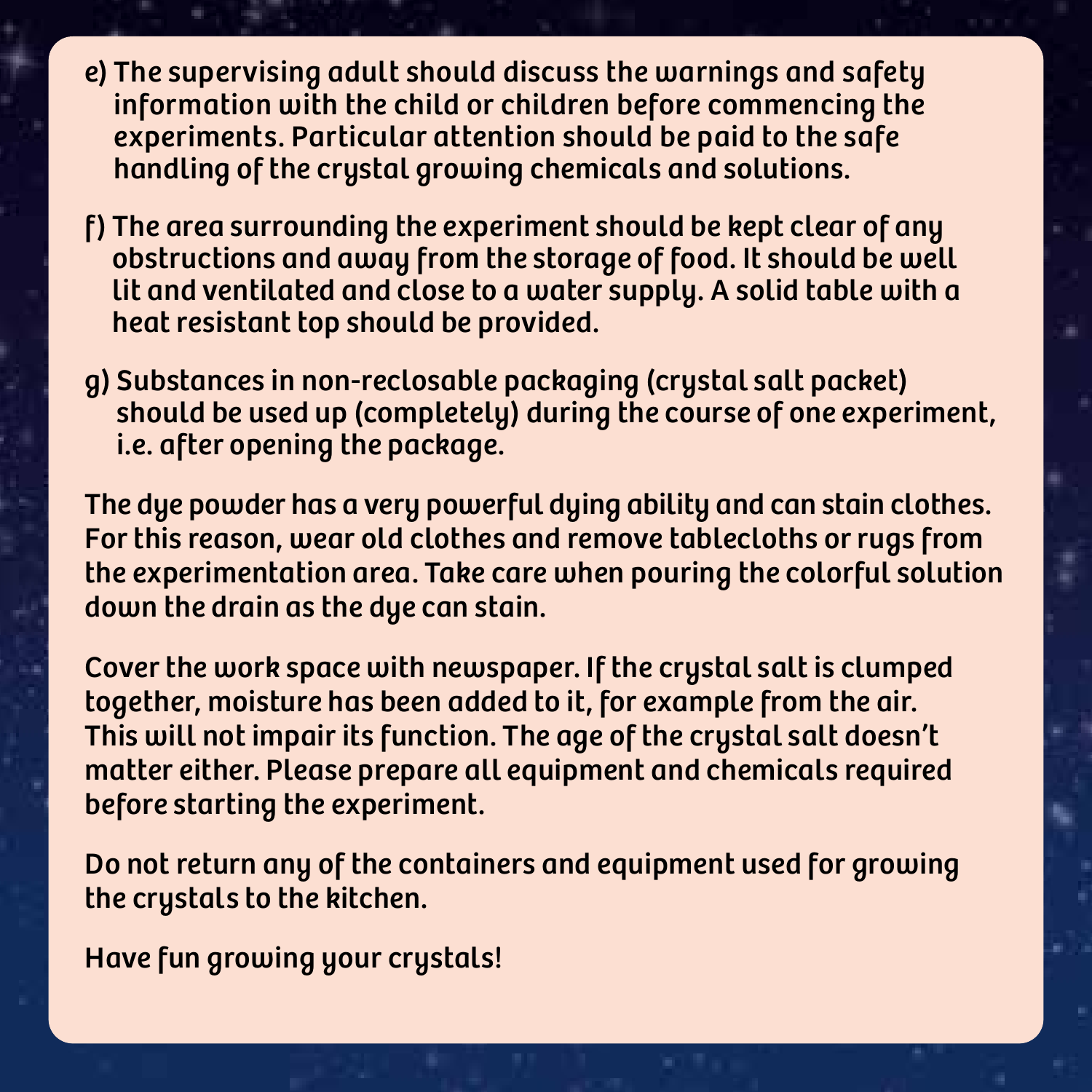e) The supervising adult should discuss the warnings and safety information with the child or children before commencing the experiments. Particular attention should be paid to the safe handling of the crystal growing chemicals and solutions.

f) The area surrounding the experiment should be kept clear of any obstructions and away from the storage of food. It should be well lit and ventilated and close to a water supply. A solid table with a heat resistant top should be provided.

g) Substances in non-reclosable packaging (crystal salt packet) should be used up (completely) during the course of one experiment, i.e. after opening the package.

The dye powder has a very powerful dying ability and can stain clothes. For this reason, wear old clothes and remove tablecloths or rugs from the experimentation area. Take care when pouring the colorful solution down the drain as the dye can stain.

Cover the work space with newspaper. If the crystal salt is clumped together, moisture has been added to it, for example from the air. This will not impair its function. The age of the crystal salt doesn't matter either. Please prepare all equipment and chemicals required before starting the experiment.

Do not return any of the containers and equipment used for growing the crystals to the kitchen.

Have fun growing your crystals!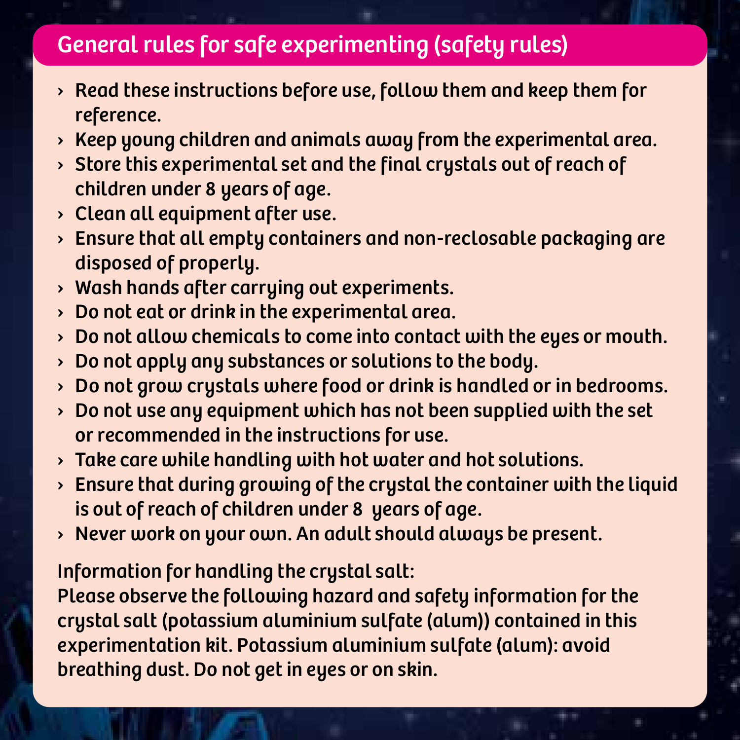## General rules for safe experimenting (safety rules)

- Read these instructions before use, follow them and keep them for reference.
- Keep young children and animals away from the experimental area.
- Store this experimental set and the final crystals out of reach of children under 8 years of age.
- Clean all equipment after use.
- Ensure that all empty containers and non-reclosable packaging are disposed of properly.
- Wash hands after carrying out experiments.
- Do not eat or drink in the experimental area.
- Do not allow chemicals to come into contact with the eyes or mouth.
- Do not apply any substances or solutions to the body.
- Do not grow crystals where food or drink is handled or in bedrooms.
- Do not use any equipment which has not been supplied with the set or recommended in the instructions for use.
- Take care while handling with hot water and hot solutions.
- Ensure that during growing of the crystal the container with the liquid is out of reach of children under 8 years of age.
- Never work on your own. An adult should always be present.

Information for handling the crystal salt:
Please observe the following hazard and safety information for the crystal salt (potassium aluminium sulfate (alum)) contained in this experimentation kit. Potassium aluminium sulfate (alum): avoid breathing dust. Do not get in eyes or on skin.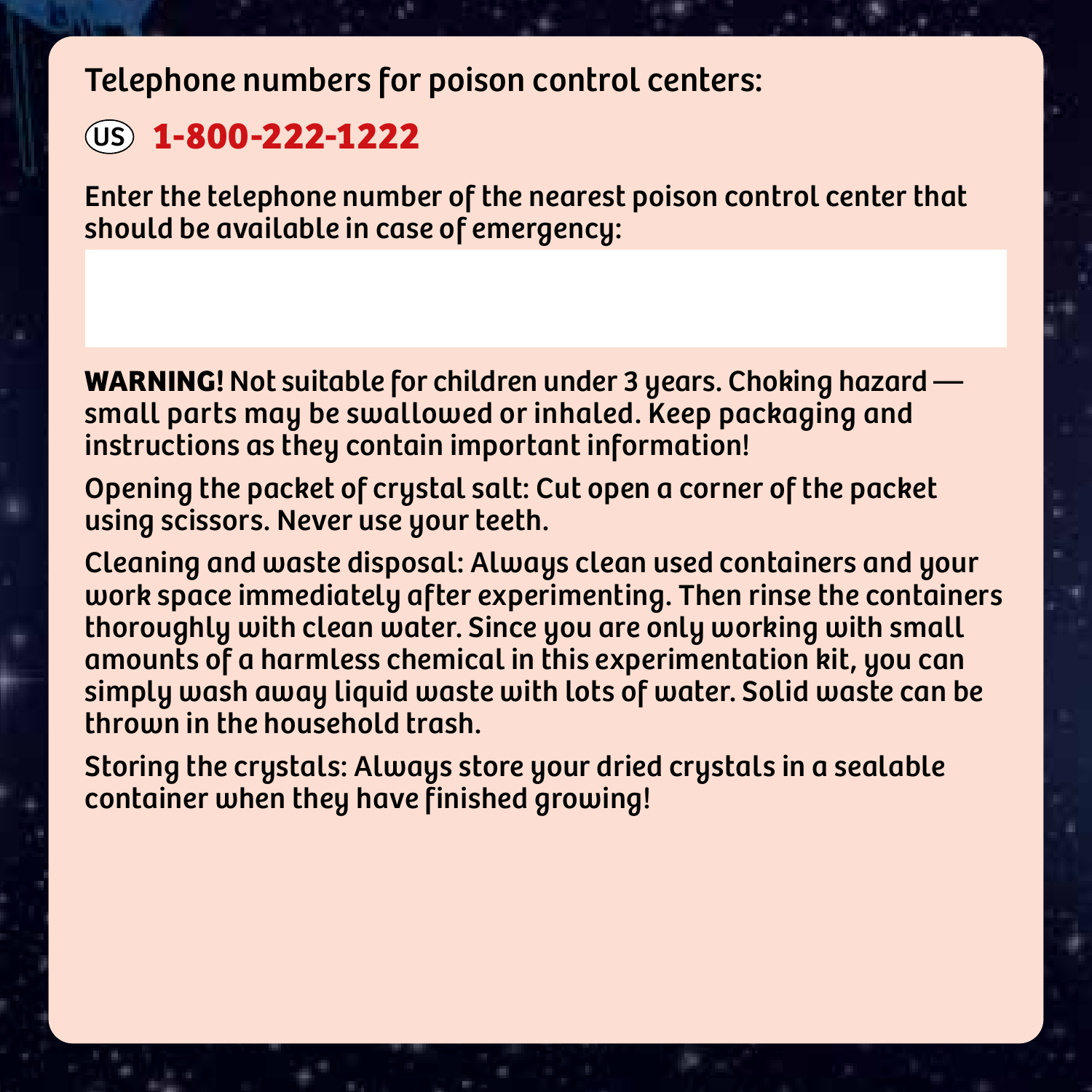Telephone numbers for poison control centers:

US **1-800-222-1222**

Enter the telephone number of the nearest poison control center that should be available in case of emergency:

**WARNING!** Not suitable for children under 3 years. Choking hazard — small parts may be swallowed or inhaled. Keep packaging and instructions as they contain important information!

Opening the packet of crystal salt: Cut open a corner of the packet using scissors. Never use your teeth.

Cleaning and waste disposal: Always clean used containers and your work space immediately after experimenting. Then rinse the containers thoroughly with clean water. Since you are only working with small amounts of a harmless chemical in this experimentation kit, you can simply wash away liquid waste with lots of water. Solid waste can be thrown in the household trash.

Storing the crystals: Always store your dried crystals in a sealable container when they have finished growing!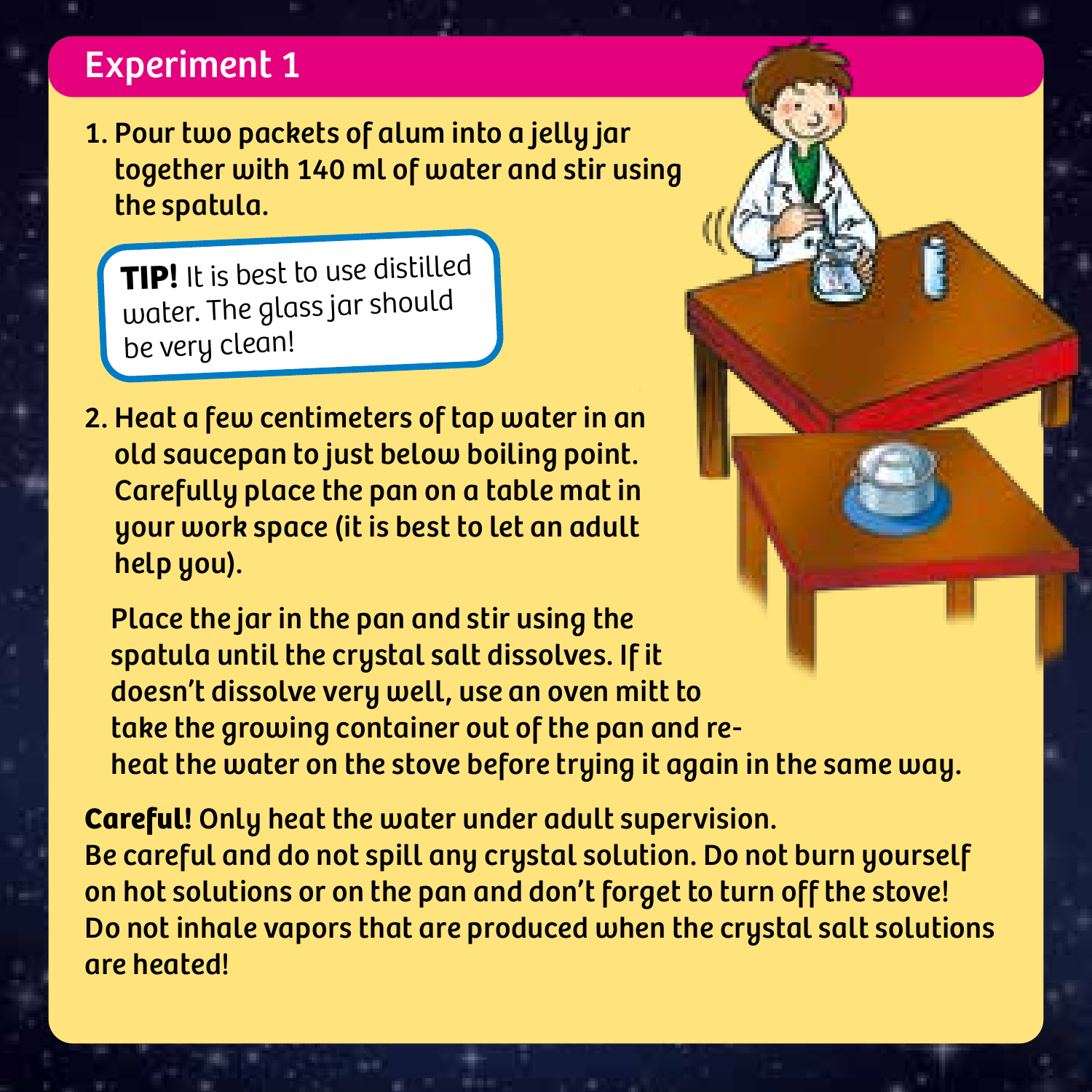## Experiment 1

1. Pour two packets of alum into a jelly jar together with 140 ml of water and stir using the spatula.

**TIP!** It is best to use distilled water. The glass jar should be very clean!

2. Heat a few centimeters of tap water in an old saucepan to just below boiling point. Carefully place the pan on a table mat in your work space (it is best to let an adult help you).

   Place the jar in the pan and stir using the spatula until the crystal salt dissolves. If it doesn't dissolve very well, use an oven mitt to take the growing container out of the pan and re-heat the water on the stove before trying it again in the same way.

**Careful!** Only heat the water under adult supervision.
Be careful and do not spill any crystal solution. Do not burn yourself on hot solutions or on the pan and don't forget to turn off the stove! Do not inhale vapors that are produced when the crystal salt solutions are heated!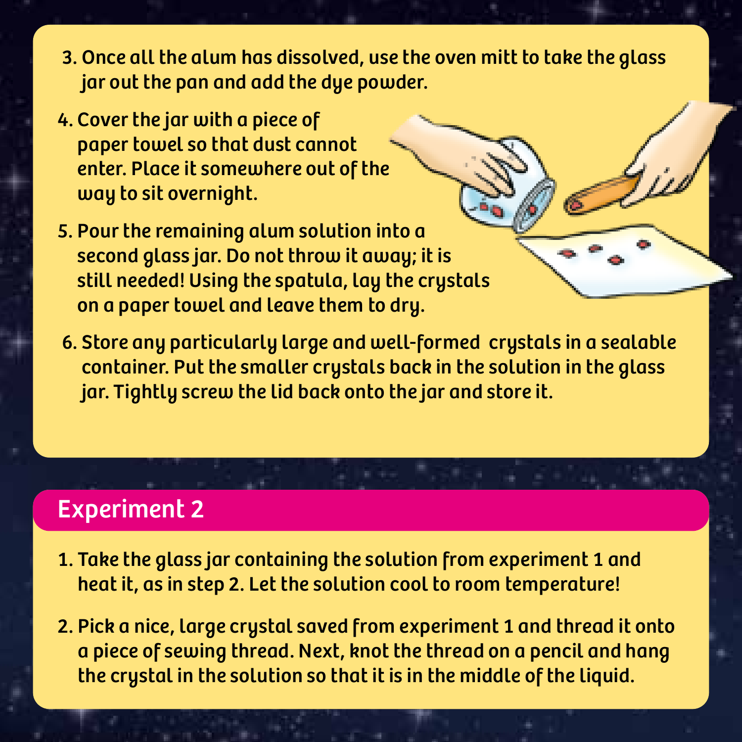3. Once all the alum has dissolved, use the oven mitt to take the glass jar out the pan and add the dye powder.

4. Cover the jar with a piece of paper towel so that dust cannot enter. Place it somewhere out of the way to sit overnight.

5. Pour the remaining alum solution into a second glass jar. Do not throw it away; it is still needed! Using the spatula, lay the crystals on a paper towel and leave them to dry.

6. Store any particularly large and well-formed crystals in a sealable container. Put the smaller crystals back in the solution in the glass jar. Tightly screw the lid back onto the jar and store it.

## Experiment 2

1. Take the glass jar containing the solution from experiment 1 and heat it, as in step 2. Let the solution cool to room temperature!

2. Pick a nice, large crystal saved from experiment 1 and thread it onto a piece of sewing thread. Next, knot the thread on a pencil and hang the crystal in the solution so that it is in the middle of the liquid.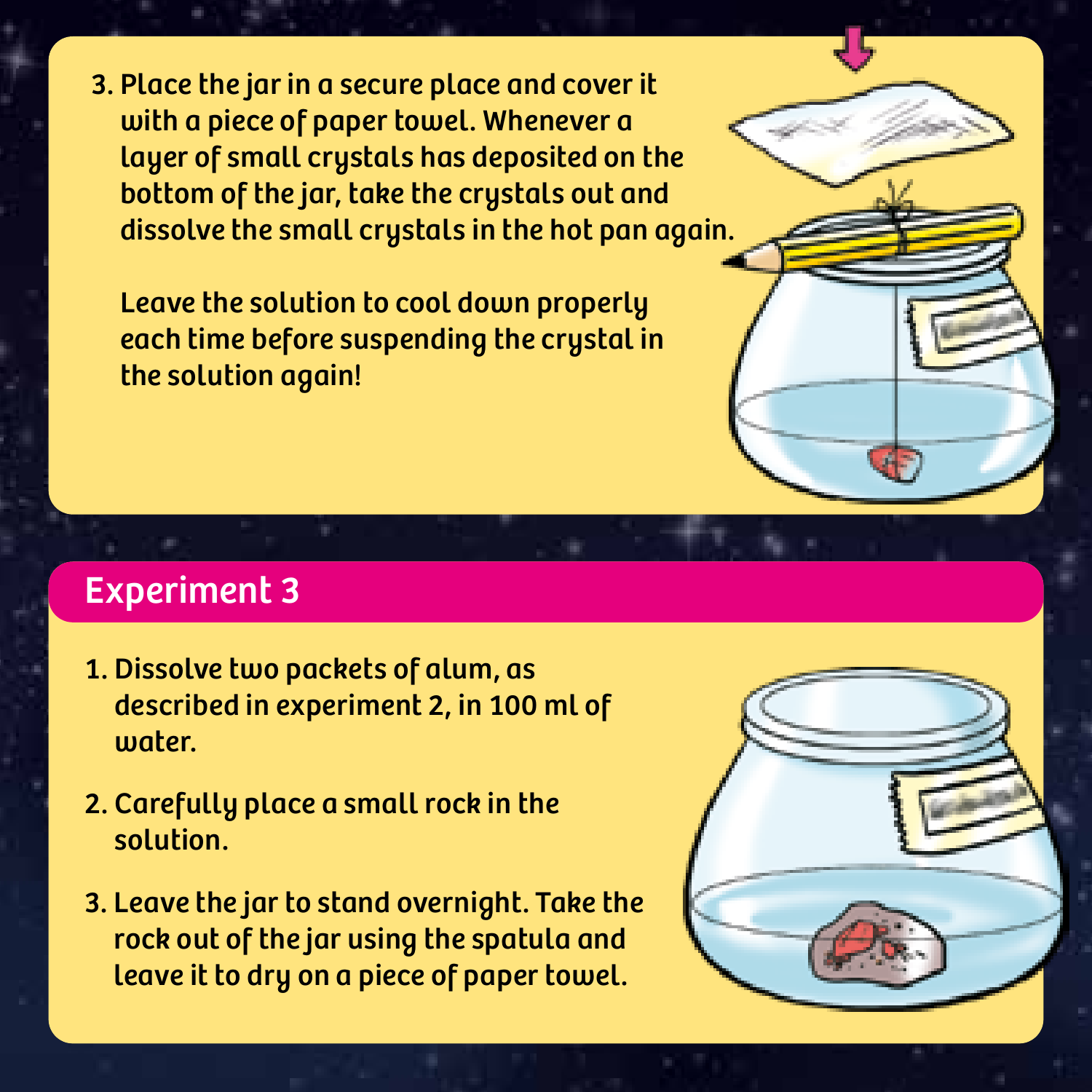3. Place the jar in a secure place and cover it with a piece of paper towel. Whenever a layer of small crystals has deposited on the bottom of the jar, take the crystals out and dissolve the small crystals in the hot pan again.

   Leave the solution to cool down properly each time before suspending the crystal in the solution again!

## Experiment 3

1. Dissolve two packets of alum, as described in experiment 2, in 100 ml of water.
2. Carefully place a small rock in the solution.
3. Leave the jar to stand overnight. Take the rock out of the jar using the spatula and leave it to dry on a piece of paper towel.